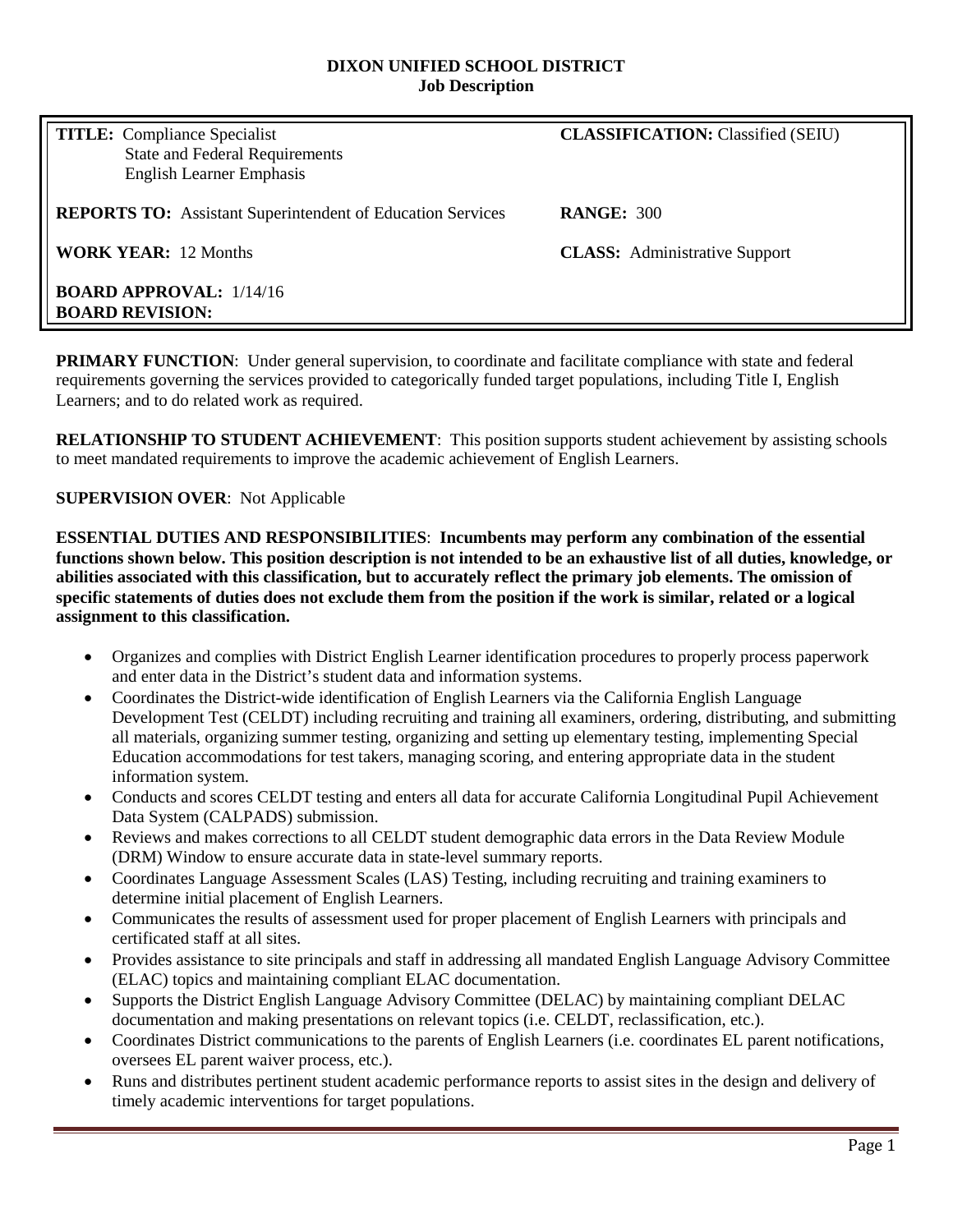**DIXON UNIFIED SCHOOL DISTRICT**
**Job Description**

| | |
|---|---|
| **TITLE:** Compliance Specialist<br>State and Federal Requirements<br>English Learner Emphasis | **CLASSIFICATION:** Classified (SEIU) |
| **REPORTS TO:** Assistant Superintendent of Education Services | **RANGE:** 300 |
| **WORK YEAR:** 12 Months | **CLASS:** Administrative Support |
| **BOARD APPROVAL:** 1/14/16<br>**BOARD REVISION:** | |

**PRIMARY FUNCTION**: Under general supervision, to coordinate and facilitate compliance with state and federal requirements governing the services provided to categorically funded target populations, including Title I, English Learners; and to do related work as required.

**RELATIONSHIP TO STUDENT ACHIEVEMENT**: This position supports student achievement by assisting schools to meet mandated requirements to improve the academic achievement of English Learners.

**SUPERVISION OVER**: Not Applicable

**ESSENTIAL DUTIES AND RESPONSIBILITIES**: **Incumbents may perform any combination of the essential functions shown below. This position description is not intended to be an exhaustive list of all duties, knowledge, or abilities associated with this classification, but to accurately reflect the primary job elements. The omission of specific statements of duties does not exclude them from the position if the work is similar, related or a logical assignment to this classification.**

- Organizes and complies with District English Learner identification procedures to properly process paperwork and enter data in the District's student data and information systems.
- Coordinates the District-wide identification of English Learners via the California English Language Development Test (CELDT) including recruiting and training all examiners, ordering, distributing, and submitting all materials, organizing summer testing, organizing and setting up elementary testing, implementing Special Education accommodations for test takers, managing scoring, and entering appropriate data in the student information system.
- Conducts and scores CELDT testing and enters all data for accurate California Longitudinal Pupil Achievement Data System (CALPADS) submission.
- Reviews and makes corrections to all CELDT student demographic data errors in the Data Review Module (DRM) Window to ensure accurate data in state-level summary reports.
- Coordinates Language Assessment Scales (LAS) Testing, including recruiting and training examiners to determine initial placement of English Learners.
- Communicates the results of assessment used for proper placement of English Learners with principals and certificated staff at all sites.
- Provides assistance to site principals and staff in addressing all mandated English Language Advisory Committee (ELAC) topics and maintaining compliant ELAC documentation.
- Supports the District English Language Advisory Committee (DELAC) by maintaining compliant DELAC documentation and making presentations on relevant topics (i.e. CELDT, reclassification, etc.).
- Coordinates District communications to the parents of English Learners (i.e. coordinates EL parent notifications, oversees EL parent waiver process, etc.).
- Runs and distributes pertinent student academic performance reports to assist sites in the design and delivery of timely academic interventions for target populations.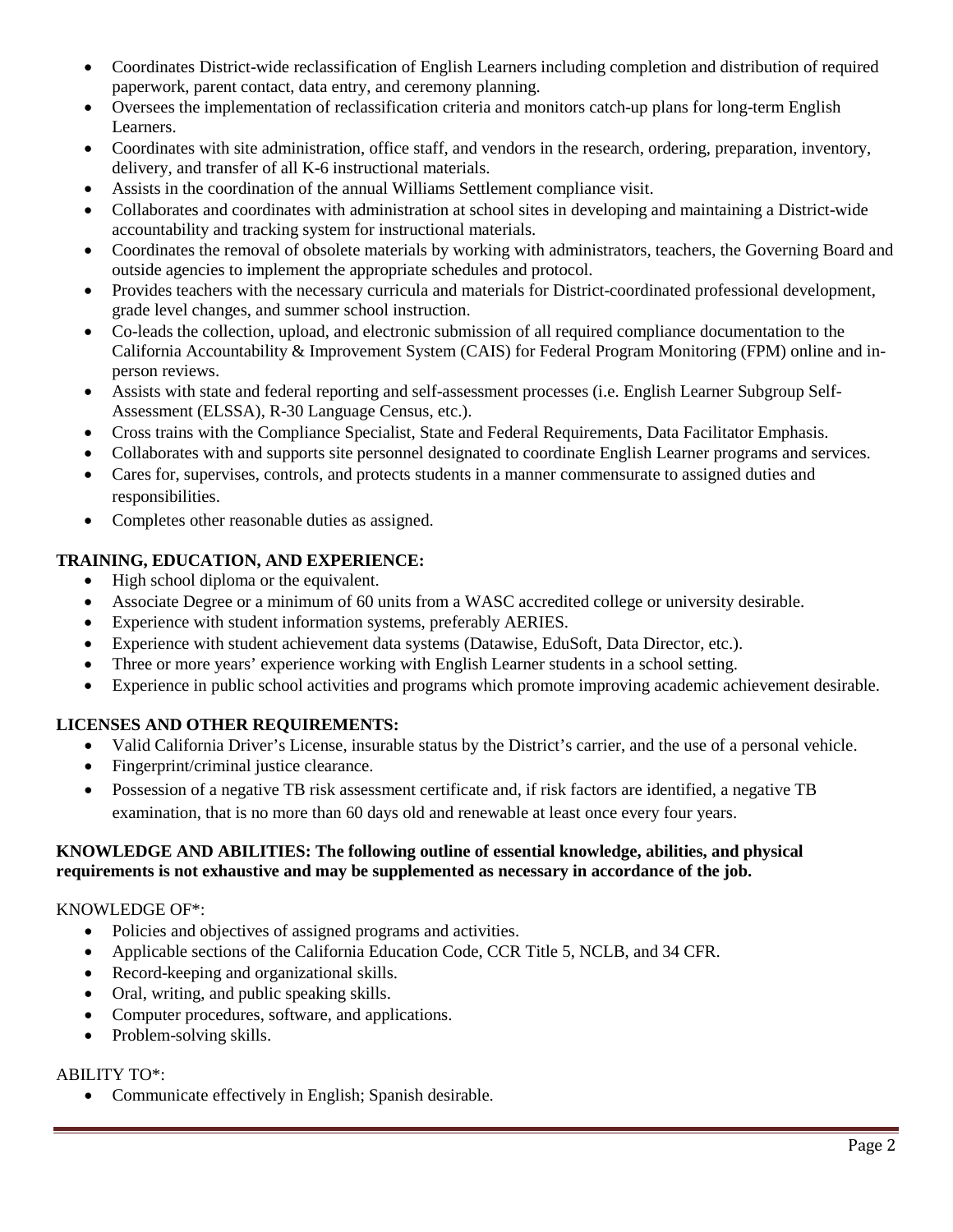- Coordinates District-wide reclassification of English Learners including completion and distribution of required paperwork, parent contact, data entry, and ceremony planning.
- Oversees the implementation of reclassification criteria and monitors catch-up plans for long-term English Learners.
- Coordinates with site administration, office staff, and vendors in the research, ordering, preparation, inventory, delivery, and transfer of all K-6 instructional materials.
- Assists in the coordination of the annual Williams Settlement compliance visit.
- Collaborates and coordinates with administration at school sites in developing and maintaining a District-wide accountability and tracking system for instructional materials.
- Coordinates the removal of obsolete materials by working with administrators, teachers, the Governing Board and outside agencies to implement the appropriate schedules and protocol.
- Provides teachers with the necessary curricula and materials for District-coordinated professional development, grade level changes, and summer school instruction.
- Co-leads the collection, upload, and electronic submission of all required compliance documentation to the California Accountability & Improvement System (CAIS) for Federal Program Monitoring (FPM) online and in-person reviews.
- Assists with state and federal reporting and self-assessment processes (i.e. English Learner Subgroup Self-Assessment (ELSSA), R-30 Language Census, etc.).
- Cross trains with the Compliance Specialist, State and Federal Requirements, Data Facilitator Emphasis.
- Collaborates with and supports site personnel designated to coordinate English Learner programs and services.
- Cares for, supervises, controls, and protects students in a manner commensurate to assigned duties and responsibilities.
- Completes other reasonable duties as assigned.

**TRAINING, EDUCATION, AND EXPERIENCE:**

- High school diploma or the equivalent.
- Associate Degree or a minimum of 60 units from a WASC accredited college or university desirable.
- Experience with student information systems, preferably AERIES.
- Experience with student achievement data systems (Datawise, EduSoft, Data Director, etc.).
- Three or more years' experience working with English Learner students in a school setting.
- Experience in public school activities and programs which promote improving academic achievement desirable.

**LICENSES AND OTHER REQUIREMENTS:**

- Valid California Driver's License, insurable status by the District's carrier, and the use of a personal vehicle.
- Fingerprint/criminal justice clearance.
- Possession of a negative TB risk assessment certificate and, if risk factors are identified, a negative TB examination, that is no more than 60 days old and renewable at least once every four years.

**KNOWLEDGE AND ABILITIES: The following outline of essential knowledge, abilities, and physical requirements is not exhaustive and may be supplemented as necessary in accordance of the job.**

KNOWLEDGE OF*:

- Policies and objectives of assigned programs and activities.
- Applicable sections of the California Education Code, CCR Title 5, NCLB, and 34 CFR.
- Record-keeping and organizational skills.
- Oral, writing, and public speaking skills.
- Computer procedures, software, and applications.
- Problem-solving skills.

ABILITY TO*:

- Communicate effectively in English; Spanish desirable.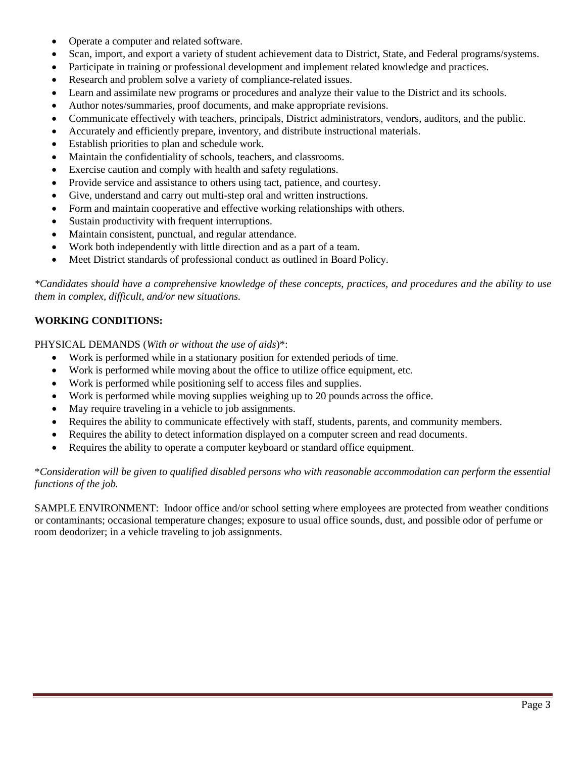- Operate a computer and related software.
- Scan, import, and export a variety of student achievement data to District, State, and Federal programs/systems.
- Participate in training or professional development and implement related knowledge and practices.
- Research and problem solve a variety of compliance-related issues.
- Learn and assimilate new programs or procedures and analyze their value to the District and its schools.
- Author notes/summaries, proof documents, and make appropriate revisions.
- Communicate effectively with teachers, principals, District administrators, vendors, auditors, and the public.
- Accurately and efficiently prepare, inventory, and distribute instructional materials.
- Establish priorities to plan and schedule work.
- Maintain the confidentiality of schools, teachers, and classrooms.
- Exercise caution and comply with health and safety regulations.
- Provide service and assistance to others using tact, patience, and courtesy.
- Give, understand and carry out multi-step oral and written instructions.
- Form and maintain cooperative and effective working relationships with others.
- Sustain productivity with frequent interruptions.
- Maintain consistent, punctual, and regular attendance.
- Work both independently with little direction and as a part of a team.
- Meet District standards of professional conduct as outlined in Board Policy.

*\*Candidates should have a comprehensive knowledge of these concepts, practices, and procedures and the ability to use them in complex, difficult, and/or new situations.*

**WORKING CONDITIONS:**

PHYSICAL DEMANDS (*With or without the use of aids*)*:

- Work is performed while in a stationary position for extended periods of time.
- Work is performed while moving about the office to utilize office equipment, etc.
- Work is performed while positioning self to access files and supplies.
- Work is performed while moving supplies weighing up to 20 pounds across the office.
- May require traveling in a vehicle to job assignments.
- Requires the ability to communicate effectively with staff, students, parents, and community members.
- Requires the ability to detect information displayed on a computer screen and read documents.
- Requires the ability to operate a computer keyboard or standard office equipment.

\**Consideration will be given to qualified disabled persons who with reasonable accommodation can perform the essential functions of the job.*

SAMPLE ENVIRONMENT: Indoor office and/or school setting where employees are protected from weather conditions or contaminants; occasional temperature changes; exposure to usual office sounds, dust, and possible odor of perfume or room deodorizer; in a vehicle traveling to job assignments.